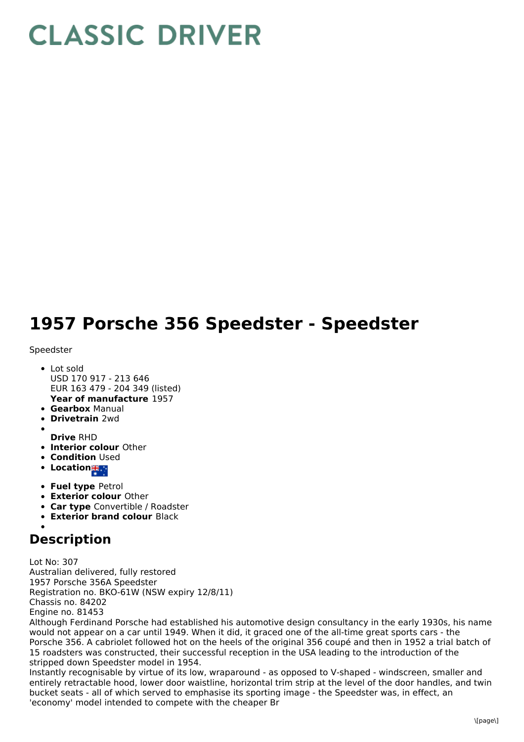# CLASSIC DRIVER

# 1957 Porsche 356 Speedster - Speedster

Speedster

- Lot sold
  USD 170 917 - 213 646
  EUR 163 479 - 204 349 (listed)
  **Year of manufacture** 1957
- **Gearbox** Manual
- **Drivetrain** 2wd
- **Drive** RHD
- **Interior colour** Other
- **Condition** Used
- **Location**
- **Fuel type** Petrol
- **Exterior colour** Other
- **Car type** Convertible / Roadster
- **Exterior brand colour** Black

## Description

Lot No: 307
Australian delivered, fully restored
1957 Porsche 356A Speedster
Registration no. BKO-61W (NSW expiry 12/8/11)
Chassis no. 84202
Engine no. 81453
Although Ferdinand Porsche had established his automotive design consultancy in the early 1930s, his name would not appear on a car until 1949. When it did, it graced one of the all-time great sports cars - the Porsche 356. A cabriolet followed hot on the heels of the original 356 coupé and then in 1952 a trial batch of 15 roadsters was constructed, their successful reception in the USA leading to the introduction of the stripped down Speedster model in 1954.
Instantly recognisable by virtue of its low, wraparound - as opposed to V-shaped - windscreen, smaller and entirely retractable hood, lower door waistline, horizontal trim strip at the level of the door handles, and twin bucket seats - all of which served to emphasise its sporting image - the Speedster was, in effect, an 'economy' model intended to compete with the cheaper Br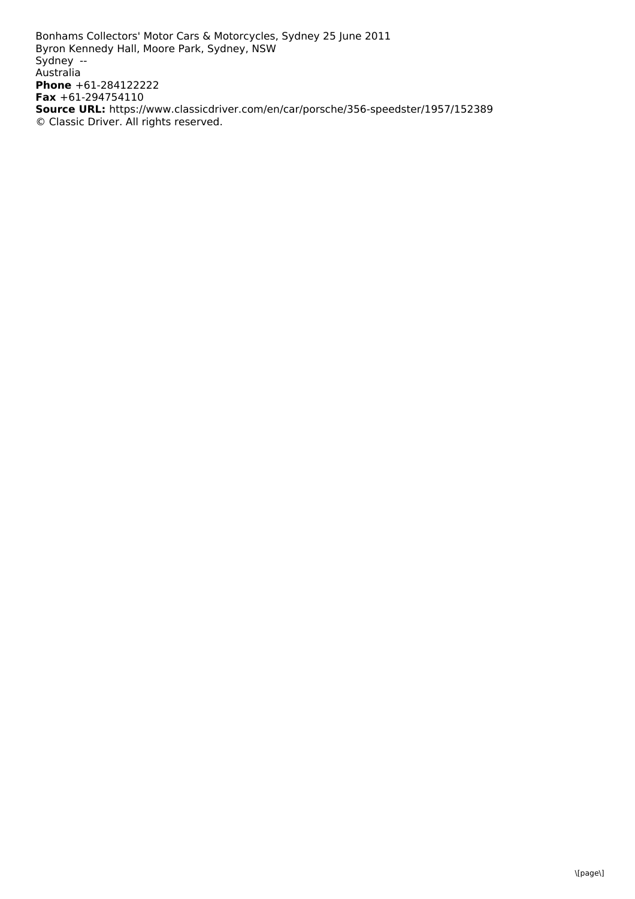Bonhams Collectors' Motor Cars & Motorcycles, Sydney 25 June 2011
Byron Kennedy Hall, Moore Park, Sydney, NSW
Sydney --
Australia
**Phone** +61-284122222
**Fax** +61-294754110
**Source URL:** https://www.classicdriver.com/en/car/porsche/356-speedster/1957/152389
© Classic Driver. All rights reserved.